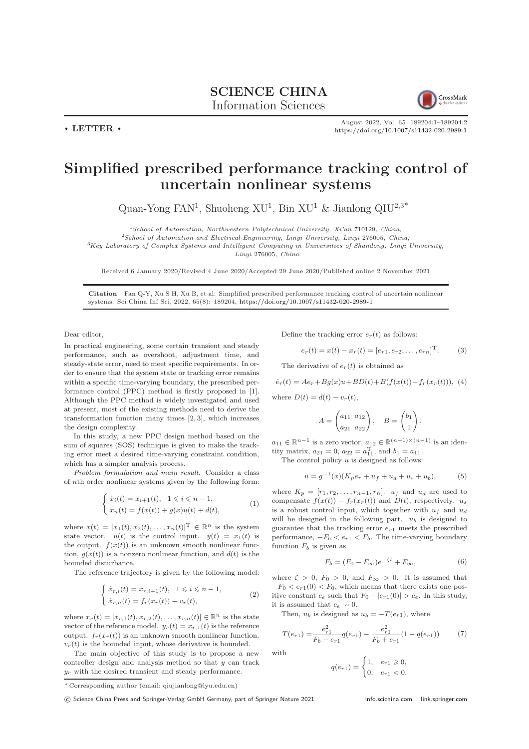**SCIENCE CHINA**
Information Sciences

• **LETTER** •

# Simplified prescribed performance tracking control of uncertain nonlinear systems

Quan-Yong FAN[1], Shuoheng XU[1], Bin XU[1] & Jianlong QIU[2,3*]

[1]*School of Automation, Northwestern Polytechnical University, Xi'an* 710129*, China;*
[2]*School of Automation and Electrical Engineering, Linyi University, Linyi* 276005*, China;*
[3]*Key Laboratory of Complex Systems and Intelligent Computing in Universities of Shandong, Linyi University, Linyi* 276005*, China*

Received 6 January 2020/Revised 4 June 2020/Accepted 29 June 2020/Published online 2 November 2021

**Citation** Fan Q-Y, Xu S H, Xu B, et al. Simplified prescribed performance tracking control of uncertain nonlinear systems. Sci China Inf Sci, 2022, 65(8): 189204, https://doi.org/10.1007/s11432-020-2989-1

Dear editor,

In practical engineering, some certain transient and steady performance, such as overshoot, adjustment time, and steady-state error, need to meet specific requirements. In order to ensure that the system state or tracking error remains within a specific time-varying boundary, the prescribed performance control (PPC) method is firstly proposed in [1]. Although the PPC method is widely investigated and used at present, most of the existing methods need to derive the transformation function many times [2,3], which increases the design complexity.

In this study, a new PPC design method based on the sum of squares (SOS) technique is given to make the tracking error meet a desired time-varying constraint condition, which has a simpler analysis process.

*Problem formulation and main result.* Consider a class of $n$th order nonlinear systems given by the following form:

$$
\begin{cases} \dot{x}_i(t) = x_{i+1}(t), \quad 1 \leqslant i \leqslant n-1, \\ \dot{x}_n(t) = f(x(t)) + g(x)u(t) + d(t), \end{cases} \tag{1}
$$

where $x(t) = [x_1(t), x_2(t), \ldots, x_n(t)]^{\mathrm{T}} \in \mathbb{R}^n$ is the system state vector. $u(t)$ is the control input. $y(t) = x_1(t)$ is the output. $f(x(t))$ is an unknown smooth nonlinear function, $g(x(t))$ is a nonzero nonlinear function, and $d(t)$ is the bounded disturbance.

The reference trajectory is given by the following model:

$$
\begin{cases} \dot{x}_{r,i}(t) = x_{r,i+1}(t), \quad 1 \leqslant i \leqslant n-1, \\ \dot{x}_{r,n}(t) = f_r(x_r(t)) + v_r(t), \end{cases} \tag{2}
$$

where $x_r(t) = [x_{r,1}(t), x_{r,2}(t), \ldots, x_{r,n}(t)] \in \mathbb{R}^n$ is the state vector of the reference model. $y_r(t) = x_{r,1}(t)$ is the reference output. $f_r(x_r(t))$ is an unknown smooth nonlinear function. $v_r(t)$ is the bounded input, whose derivative is bounded.

The main objective of this study is to propose a new controller design and analysis method so that $y$ can track $y_r$ with the desired transient and steady performance.

Define the tracking error $e_r(t)$ as follows:

$$
e_r(t) = x(t) - x_r(t) = [e_{r1}, e_{r2}, \ldots, e_{rn}]^{\mathrm{T}}. \tag{3}
$$

The derivative of $e_r(t)$ is obtained as

$$
\dot{e}_r(t) = Ae_r + Bg(x)u + BD(t) + B(f(x(t)) - f_r(x_r(t))), \tag{4}
$$

where $D(t) = d(t) - v_r(t)$,

$$
A = \begin{pmatrix} a_{11} & a_{12} \\ a_{21} & a_{22} \end{pmatrix}, \quad B = \begin{pmatrix} b_1 \\ 1 \end{pmatrix},
$$

$a_{11} \in \mathbb{R}^{n-1}$ is a zero vector, $a_{12} \in \mathbb{R}^{(n-1)\times(n-1)}$ is an identity matrix, $a_{21} = 0$, $a_{22} = a_{11}^{\mathrm{T}}$, and $b_1 = a_{11}$.

The control policy $u$ is designed as follows:

$$
u = g^{-1}(x)(K_p e_r + u_f + u_d + u_s + u_b), \tag{5}
$$

where $K_p = [r_1, r_2, \ldots, r_{n-1}, r_n]$. $u_f$ and $u_d$ are used to compensate $f(x(t)) - f_r(x_r(t))$ and $D(t)$, respectively. $u_s$ is a robust control input, which together with $u_f$ and $u_d$ will be designed in the following part. $u_b$ is designed to guarantee that the tracking error $e_{r1}$ meets the prescribed performance, $-F_b < e_{r1} < F_b$. The time-varying boundary function $F_b$ is given as

$$
F_b = (F_0 - F_\infty)e^{-\zeta t} + F_\infty, \tag{6}
$$

where $\zeta > 0$, $F_0 > 0$, and $F_\infty > 0$. It is assumed that $-F_0 < e_{r1}(0) < F_0$, which means that there exists one positive constant $c_e$ such that $F_0 - |e_{r1}(0)| > c_e$. In this study, it is assumed that $c_e \nrightarrow 0$.

Then, $u_b$ is designed as $u_b = -T(e_{r1})$, where

$$
T(e_{r1}) = \frac{e_{r1}^2}{F_b - e_{r1}} q(e_{r1}) - \frac{e_{r1}^2}{F_b + e_{r1}}(1 - q(e_{r1})) \tag{7}
$$

with

$$
q(e_{r1}) = \begin{cases} 1, & e_{r1} \geqslant 0, \\ 0, & e_{r1} < 0. \end{cases}
$$

\* Corresponding author (email: qiujianlong@lyu.edu.cn)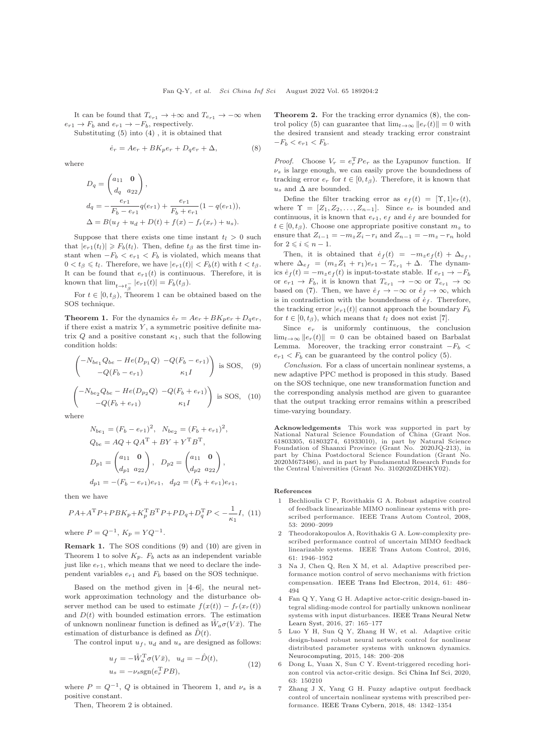It can be found that $T_{e_{r1}} \to +\infty$ and $T_{e_{r1}} \to -\infty$ when $e_{r1} \to F_b$ and $e_{r1} \to -F_b$, respectively.

Substituting (5) into (4) , it is obtained that

$$\dot{e}_r = Ae_r + BK_p e_r + D_q e_r + \Delta, \tag{8}$$

where

$$D_q = \begin{pmatrix} a_{11} & \mathbf{0} \\ d_q & a_{22} \end{pmatrix},$$

$$d_q = -\frac{e_{r1}}{F_b - e_{r1}} q(e_{r1}) + \frac{e_{r1}}{F_b + e_{r1}}(1 - q(e_{r1})),$$

$$\Delta = B(u_f + u_d + D(t) + f(x) - f_r(x_r) + u_s).$$

Suppose that there exists one time instant $t_l > 0$ such that $|e_{r1}(t_l)| \geqslant F_b(t_l)$. Then, define $t_\beta$ as the first time instant when $-F_b < e_{r1} < F_b$ is violated, which means that $0 < t_\beta \leqslant t_l$. Therefore, we have $|e_{r1}(t)| < F_b(t)$ with $t < t_\beta$. It can be found that $e_{r1}(t)$ is continuous. Therefore, it is known that $\lim_{t \to t_\beta^-} |e_{r1}(t)| = F_b(t_\beta)$.

For $t \in [0, t_\beta)$, Theorem 1 can be obtained based on the SOS technique.

**Theorem 1.** For the dynamics $\dot{e}_r = Ae_r + BK_p e_r + D_q e_r$, if there exist a matrix $Y$, a symmetric positive definite matrix $Q$ and a positive constant $\kappa_1$, such that the following condition holds:

$$\begin{pmatrix} -N_{be_1} Q_{be} - He(D_{p1}Q) & -Q(F_b - e_{r1}) \\ -Q(F_b - e_{r1}) & \kappa_1 I \end{pmatrix} \text{ is SOS}, \tag{9}$$

$$\begin{pmatrix} -N_{be_2} Q_{be} - He(D_{p2}Q) & -Q(F_b + e_{r1}) \\ -Q(F_b + e_{r1}) & \kappa_1 I \end{pmatrix} \text{ is SOS}, \tag{10}$$

where

$$N_{be_1} = (F_b - e_{r1})^2, \quad N_{be_2} = (F_b + e_{r1})^2,$$

$$Q_{be} = AQ + QA^{\mathrm{T}} + BY + Y^{\mathrm{T}}B^{\mathrm{T}},$$

$$D_{p1} = \begin{pmatrix} a_{11} & \mathbf{0} \\ d_{p1} & a_{22} \end{pmatrix}, \quad D_{p2} = \begin{pmatrix} a_{11} & \mathbf{0} \\ d_{p2} & a_{22} \end{pmatrix},$$

$$d_{p1} = -(F_b - e_{r1})e_{r1}, \quad d_{p2} = (F_b + e_{r1})e_{r1},$$

then we have

$$PA + A^{\mathrm{T}}P + PBK_p + K_p^{\mathrm{T}}B^{\mathrm{T}}P + PD_q + D_q^{\mathrm{T}}P < -\frac{1}{\kappa_1}I, \tag{11}$$

where $P = Q^{-1}$, $K_p = YQ^{-1}$.

**Remark 1.** The SOS conditions (9) and (10) are given in Theorem 1 to solve $K_p$. $F_b$ acts as an independent variable just like $e_{r1}$, which means that we need to declare the independent variables $e_{r1}$ and $F_b$ based on the SOS technique.

Based on the method given in [4–6], the neural network approximation technology and the disturbance observer method can be used to estimate $f(x(t)) - f_r(x_r(t))$ and $D(t)$ with bounded estimation errors. The estimation of unknown nonlinear function is defined as $\hat{W}_a \sigma(V\bar{x})$. The estimation of disturbance is defined as $\hat{D}(t)$.

The control input $u_f$, $u_d$ and $u_s$ are designed as follows:

$$\begin{aligned} u_f &= -\hat{W}_a^{\mathrm{T}} \sigma(V\bar{x}), \quad u_d = -\hat{D}(t), \\ u_s &= -\nu_s \mathrm{sgn}(e_r^{\mathrm{T}} PB), \end{aligned} \tag{12}$$

where $P = Q^{-1}$, $Q$ is obtained in Theorem 1, and $\nu_s$ is a positive constant.

Then, Theorem 2 is obtained.

**Theorem 2.** For the tracking error dynamics (8), the control policy (5) can guarantee that $\lim_{t\to\infty} \|e_r(t)\| = 0$ with the desired transient and steady tracking error constraint $-F_b < e_{r1} < F_b$.

*Proof.* Choose $V_r = e_r^{\mathrm{T}} P e_r$ as the Lyapunov function. If $\nu_s$ is large enough, we can easily prove the boundedness of tracking error $e_r$ for $t \in [0, t_\beta)$. Therefore, it is known that $u_s$ and $\Delta$ are bounded.

Define the filter tracking error as $e_f(t) = [\Upsilon, 1]e_r(t)$, where $\Upsilon = [Z_1, Z_2, \ldots, Z_{n-1}]$. Since $e_r$ is bounded and continuous, it is known that $e_{r1}$, $e_f$ and $\dot{e}_f$ are bounded for $t \in [0, t_\beta)$. Choose one appropriate positive constant $m_z$ to ensure that $Z_{i-1} = -m_z Z_i - r_i$ and $Z_{n-1} = -m_z - r_n$ hold for $2 \leqslant i \leqslant n-1$.

Then, it is obtained that $\dot{e}_f(t) = -m_z e_f(t) + \Delta_{e_f}$, where $\Delta_{e_f} = (m_z Z_1 + r_1)e_{r1} - T_{e_{r1}} + \Delta$. The dynamics $\dot{e}_f(t) = -m_z e_f(t)$ is input-to-state stable. If $e_{r1} \to -F_b$ or $e_{r1} \to F_b$, it is known that $T_{e_{r1}} \to -\infty$ or $T_{e_{r1}} \to \infty$ based on (7). Then, we have $\dot{e}_f \to -\infty$ or $\dot{e}_f \to \infty$, which is in contradiction with the boundedness of $\dot{e}_f$. Therefore, the tracking error $|e_{r1}(t)|$ cannot approach the boundary $F_b$ for $t \in [0, t_\beta)$, which means that $t_l$ does not exist [7].

Since $e_r$ is uniformly continuous, the conclusion $\lim_{t\to\infty} \|e_r(t)\| = 0$ can be obtained based on Barbalat Lemma. Moreover, the tracking error constraint $-F_b < e_{r1} < F_b$ can be guaranteed by the control policy (5).

*Conclusion.* For a class of uncertain nonlinear systems, a new adaptive PPC method is proposed in this study. Based on the SOS technique, one new transformation function and the corresponding analysis method are given to guarantee that the output tracking error remains within a prescribed time-varying boundary.

**Acknowledgements** This work was supported in part by National Natural Science Foundation of China (Grant Nos. 61803305, 61803274, 61933010), in part by Natural Science Foundation of Shaanxi Province (Grant No. 2020JQ-213), in part by China Postdoctoral Science Foundation (Grant No. 2020M673486), and in part by Fundamental Research Funds for the Central Universities (Grant No. 3102020ZDHKY02).

## References

1. Bechlioulis C P, Rovithakis G A. Robust adaptive control of feedback linearizable MIMO nonlinear systems with prescribed performance. IEEE Trans Autom Control, 2008, 53: 2090–2099
2. Theodorakopoulos A, Rovithakis G A. Low-complexity prescribed performance control of uncertain MIMO feedback linearizable systems. IEEE Trans Autom Control, 2016, 61: 1946–1952
3. Na J, Chen Q, Ren X M, et al. Adaptive prescribed performance motion control of servo mechanisms with friction compensation. IEEE Trans Ind Electron, 2014, 61: 486–494
4. Fan Q Y, Yang G H. Adaptive actor-critic design-based integral sliding-mode control for partially unknown nonlinear systems with input disturbances. IEEE Trans Neural Netw Learn Syst, 2016, 27: 165–177
5. Luo Y H, Sun Q Y, Zhang H W, et al. Adaptive critic design-based robust neural network control for nonlinear distributed parameter systems with unknown dynamics. Neurocomputing, 2015, 148: 200–208
6. Dong L, Yuan X, Sun C Y. Event-triggered receding horizon control via actor-critic design. Sci China Inf Sci, 2020, 63: 150210
7. Zhang J X, Yang G H. Fuzzy adaptive output feedback control of uncertain nonlinear systems with prescribed performance. IEEE Trans Cybern, 2018, 48: 1342–1354